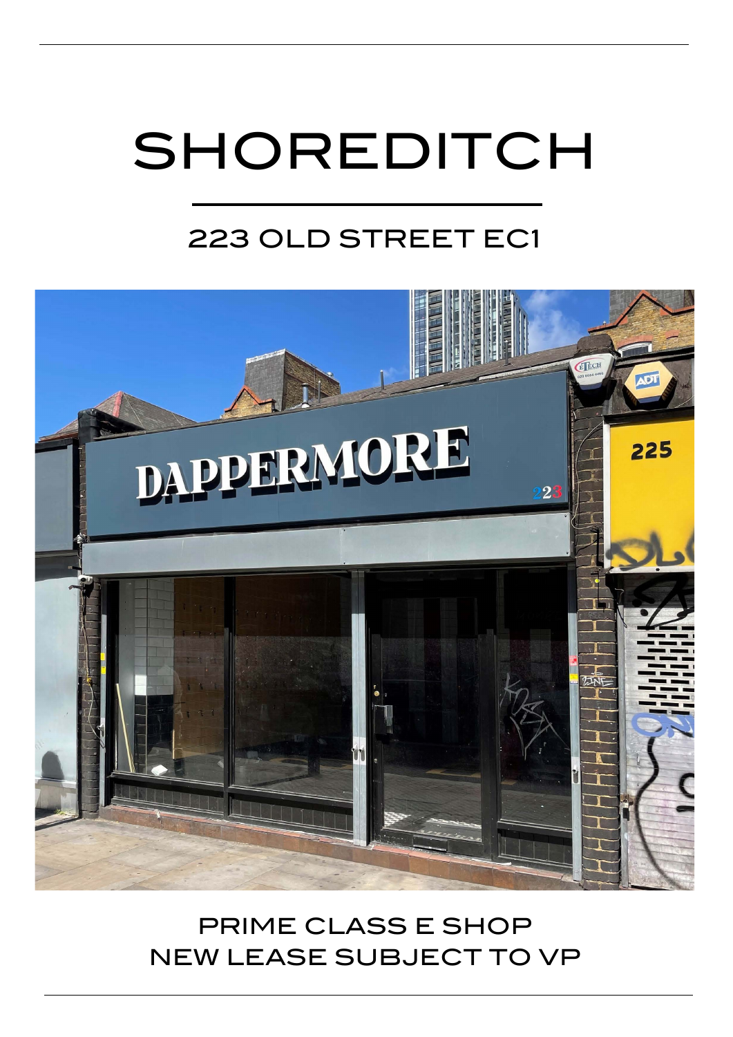# SHOREDITCH

## 223 OLD STREET EC1

PRIME CLASS E SHOP
NEW LEASE SUBJECT TO VP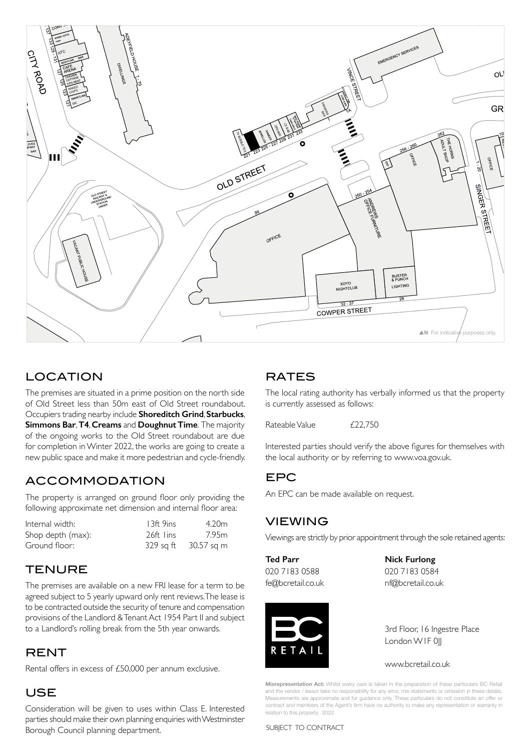## LOCATION

The premises are situated in a prime position on the north side of Old Street less than 50m east of Old Street roundabout. Occupiers trading nearby include **Shoreditch Grind**, **Starbucks**, **Simmons Bar**, **T4**, **Creams** and **Doughnut Time**. The majority of the ongoing works to the Old Street roundabout are due for completion in Winter 2022, the works are going to create a new public space and make it more pedestrian and cycle-friendly.

## ACCOMMODATION

The property is arranged on ground floor only providing the following approximate net dimension and internal floor area:

| | | |
|---|---|---|
| Internal width: | 13ft 9ins | 4.20m |
| Shop depth (max): | 26ft 1ins | 7.95m |
| Ground floor: | 329 sq ft | 30.57 sq m |

## TENURE

The premises are available on a new FRI lease for a term to be agreed subject to 5 yearly upward only rent reviews. The lease is to be contracted outside the security of tenure and compensation provisions of the Landlord & Tenant Act 1954 Part II and subject to a Landlord's rolling break from the 5th year onwards.

## RENT

Rental offers in excess of £50,000 per annum exclusive.

## USE

Consideration will be given to uses within Class E. Interested parties should make their own planning enquiries with Westminster Borough Council planning department.

## RATES

The local rating authority has verbally informed us that the property is currently assessed as follows:

Rateable Value £22,750

Interested parties should verify the above figures for themselves with the local authority or by referring to www.voa.gov.uk.

## EPC

An EPC can be made available on request.

## VIEWING

Viewings are strictly by prior appointment through the sole retained agents:

**Ted Parr**
020 7183 0588
fe@bcretail.co.uk

**Nick Furlong**
020 7183 0584
nf@bcretail.co.uk

3rd Floor, 16 Ingestre Place
London W1F 0JJ

www.bcretail.co.uk

**Misrepresentation Act:** Whilst every care is taken in the preparation of these particulars BC Retail and the vendor / lessor take no responsibility for any error, mis-statements or omission in these details. Measurements are approximate and for guidance only. These particulars do not constitute an offer or contract and members of the Agent's firm have no authority to make any representation or warranty in relation to this property. 2022

SUBJECT TO CONTRACT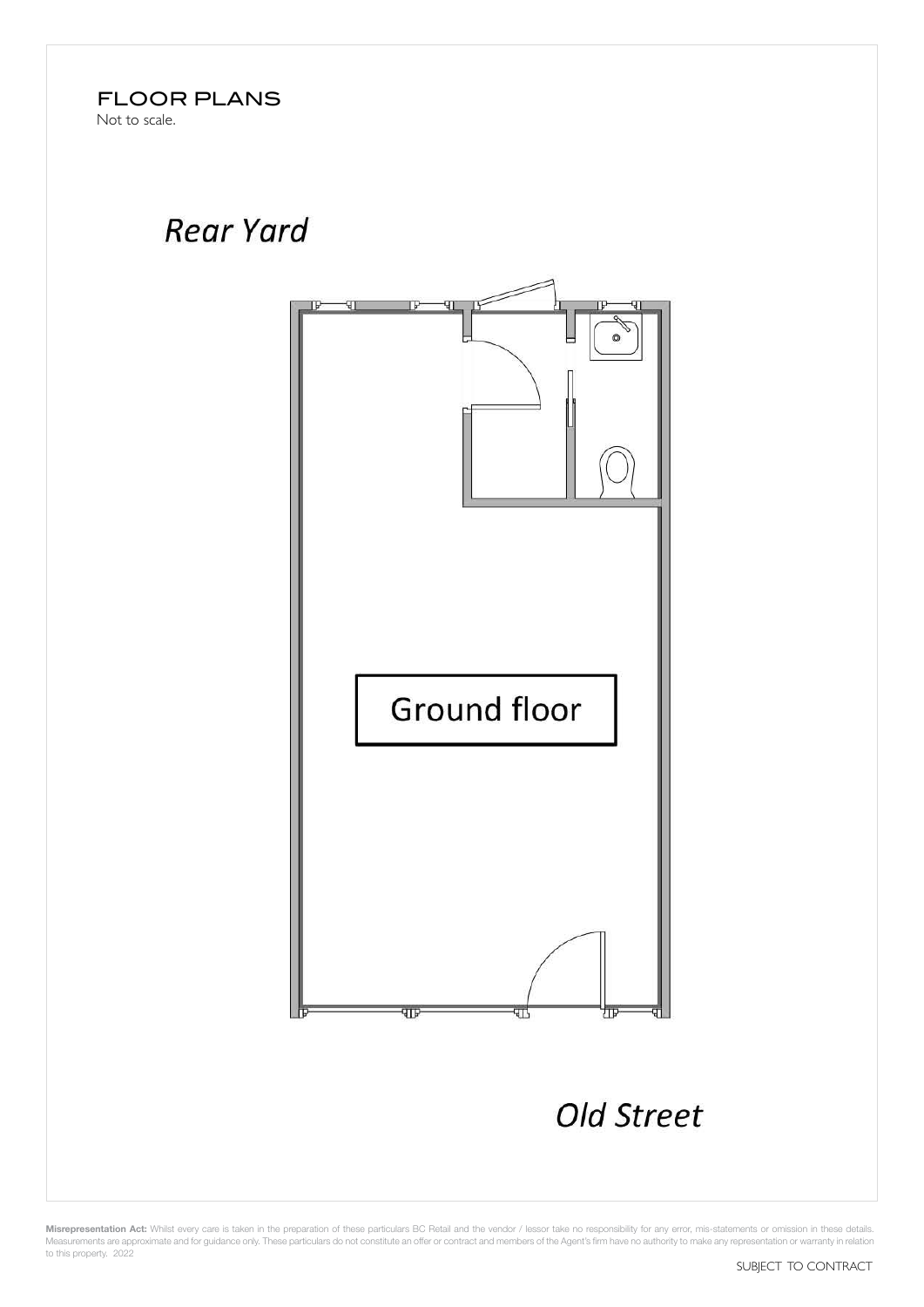# FLOOR PLANS

Not to scale.

*Rear Yard*

Ground floor

*Old Street*

**Misrepresentation Act:** Whilst every care is taken in the preparation of these particulars BC Retail and the vendor / lessor take no responsibility for any error, mis-statements or omission in these details. Measurements are approximate and for guidance only. These particulars do not constitute an offer or contract and members of the Agent's firm have no authority to make any representation or warranty in relation to this property. 2022

SUBJECT TO CONTRACT